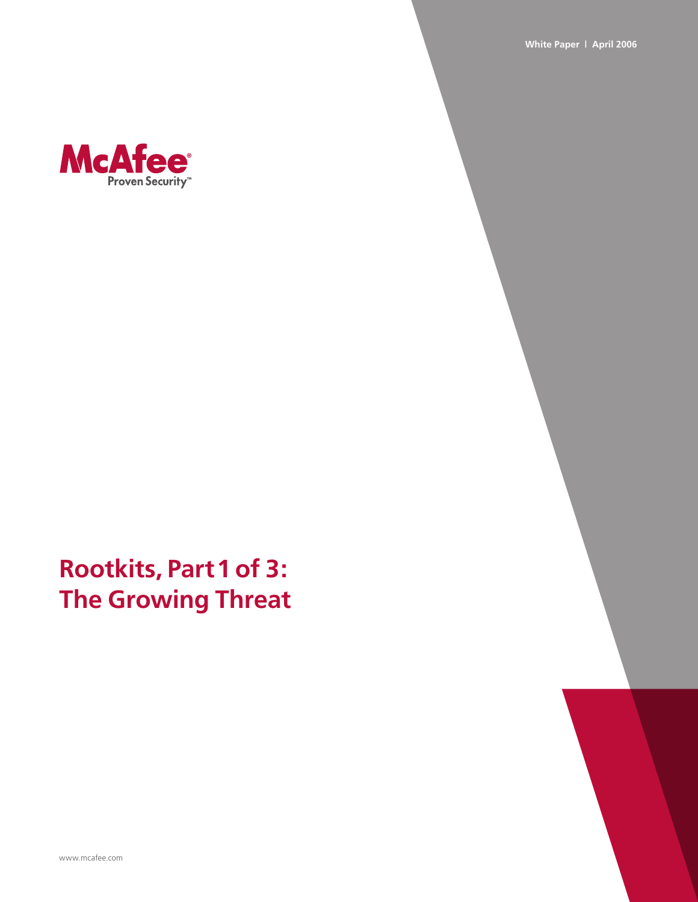White Paper | April 2006

McAfee
Proven Security™

# Rootkits, Part 1 of 3: The Growing Threat

www.mcafee.com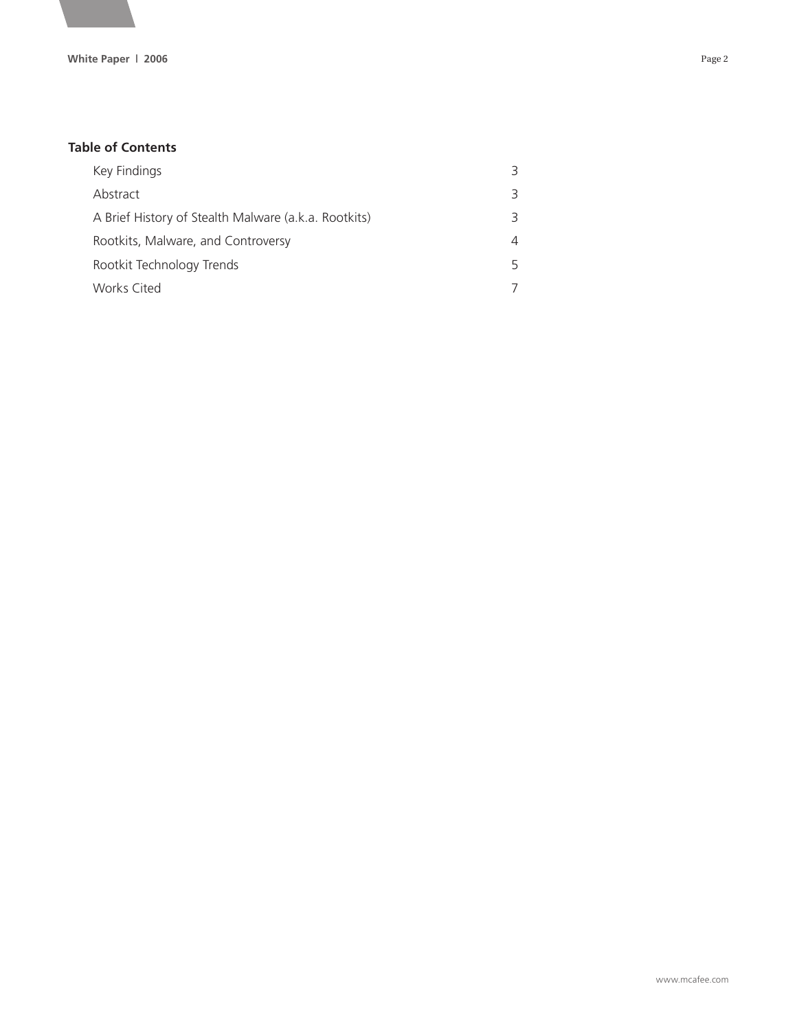## Table of Contents

| | |
|---|---|
| Key Findings | 3 |
| Abstract | 3 |
| A Brief History of Stealth Malware (a.k.a. Rootkits) | 3 |
| Rootkits, Malware, and Controversy | 4 |
| Rootkit Technology Trends | 5 |
| Works Cited | 7 |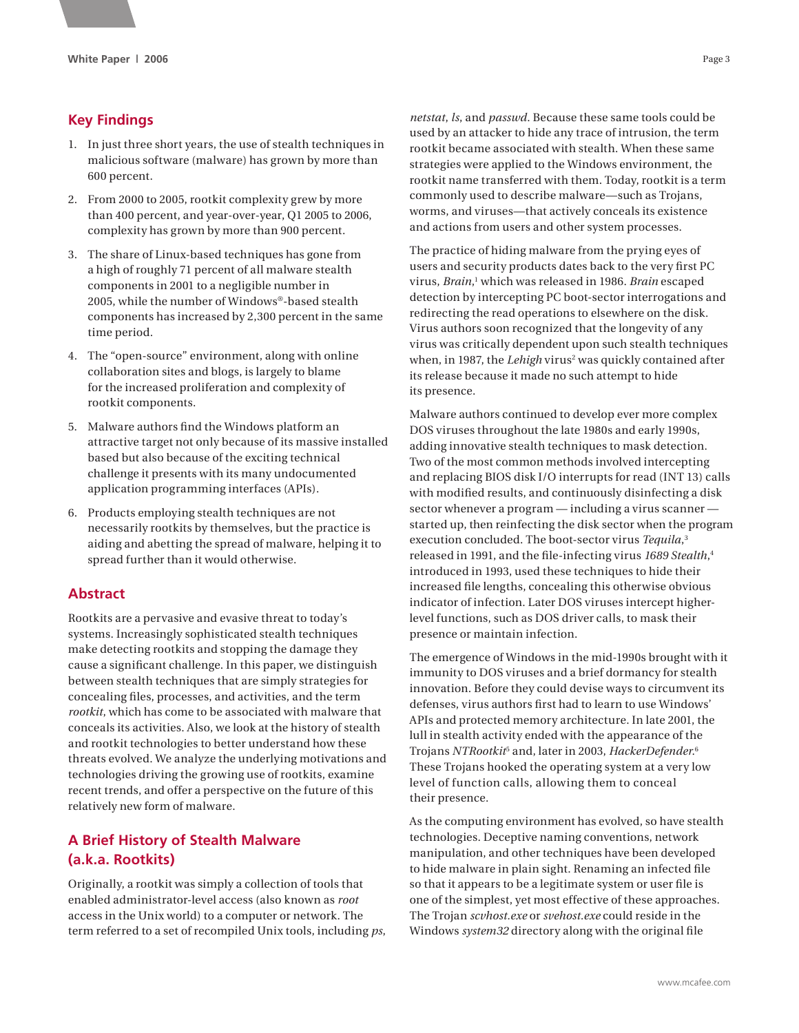## Key Findings

1. In just three short years, the use of stealth techniques in malicious software (malware) has grown by more than 600 percent.
2. From 2000 to 2005, rootkit complexity grew by more than 400 percent, and year-over-year, Q1 2005 to 2006, complexity has grown by more than 900 percent.
3. The share of Linux-based techniques has gone from a high of roughly 71 percent of all malware stealth components in 2001 to a negligible number in 2005, while the number of Windows®-based stealth components has increased by 2,300 percent in the same time period.
4. The "open-source" environment, along with online collaboration sites and blogs, is largely to blame for the increased proliferation and complexity of rootkit components.
5. Malware authors find the Windows platform an attractive target not only because of its massive installed based but also because of the exciting technical challenge it presents with its many undocumented application programming interfaces (APIs).
6. Products employing stealth techniques are not necessarily rootkits by themselves, but the practice is aiding and abetting the spread of malware, helping it to spread further than it would otherwise.

## Abstract

Rootkits are a pervasive and evasive threat to today's systems. Increasingly sophisticated stealth techniques make detecting rootkits and stopping the damage they cause a significant challenge. In this paper, we distinguish between stealth techniques that are simply strategies for concealing files, processes, and activities, and the term *rootkit*, which has come to be associated with malware that conceals its activities. Also, we look at the history of stealth and rootkit technologies to better understand how these threats evolved. We analyze the underlying motivations and technologies driving the growing use of rootkits, examine recent trends, and offer a perspective on the future of this relatively new form of malware.

## A Brief History of Stealth Malware (a.k.a. Rootkits)

Originally, a rootkit was simply a collection of tools that enabled administrator-level access (also known as *root* access in the Unix world) to a computer or network. The term referred to a set of recompiled Unix tools, including *ps*, *netstat*, *ls*, and *passwd*. Because these same tools could be used by an attacker to hide any trace of intrusion, the term rootkit became associated with stealth. When these same strategies were applied to the Windows environment, the rootkit name transferred with them. Today, rootkit is a term commonly used to describe malware—such as Trojans, worms, and viruses—that actively conceals its existence and actions from users and other system processes.

The practice of hiding malware from the prying eyes of users and security products dates back to the very first PC virus, *Brain*,[1] which was released in 1986. *Brain* escaped detection by intercepting PC boot-sector interrogations and redirecting the read operations to elsewhere on the disk. Virus authors soon recognized that the longevity of any virus was critically dependent upon such stealth techniques when, in 1987, the *Lehigh* virus[2] was quickly contained after its release because it made no such attempt to hide its presence.

Malware authors continued to develop ever more complex DOS viruses throughout the late 1980s and early 1990s, adding innovative stealth techniques to mask detection. Two of the most common methods involved intercepting and replacing BIOS disk I/O interrupts for read (INT 13) calls with modified results, and continuously disinfecting a disk sector whenever a program — including a virus scanner — started up, then reinfecting the disk sector when the program execution concluded. The boot-sector virus *Tequila*,[3] released in 1991, and the file-infecting virus *1689 Stealth*,[4] introduced in 1993, used these techniques to hide their increased file lengths, concealing this otherwise obvious indicator of infection. Later DOS viruses intercept higher-level functions, such as DOS driver calls, to mask their presence or maintain infection.

The emergence of Windows in the mid-1990s brought with it immunity to DOS viruses and a brief dormancy for stealth innovation. Before they could devise ways to circumvent its defenses, virus authors first had to learn to use Windows' APIs and protected memory architecture. In late 2001, the lull in stealth activity ended with the appearance of the Trojans *NTRootkit*[5] and, later in 2003, *HackerDefender*.[6] These Trojans hooked the operating system at a very low level of function calls, allowing them to conceal their presence.

As the computing environment has evolved, so have stealth technologies. Deceptive naming conventions, network manipulation, and other techniques have been developed to hide malware in plain sight. Renaming an infected file so that it appears to be a legitimate system or user file is one of the simplest, yet most effective of these approaches. The Trojan *scvhost.exe* or *svehost.exe* could reside in the Windows *system32* directory along with the original file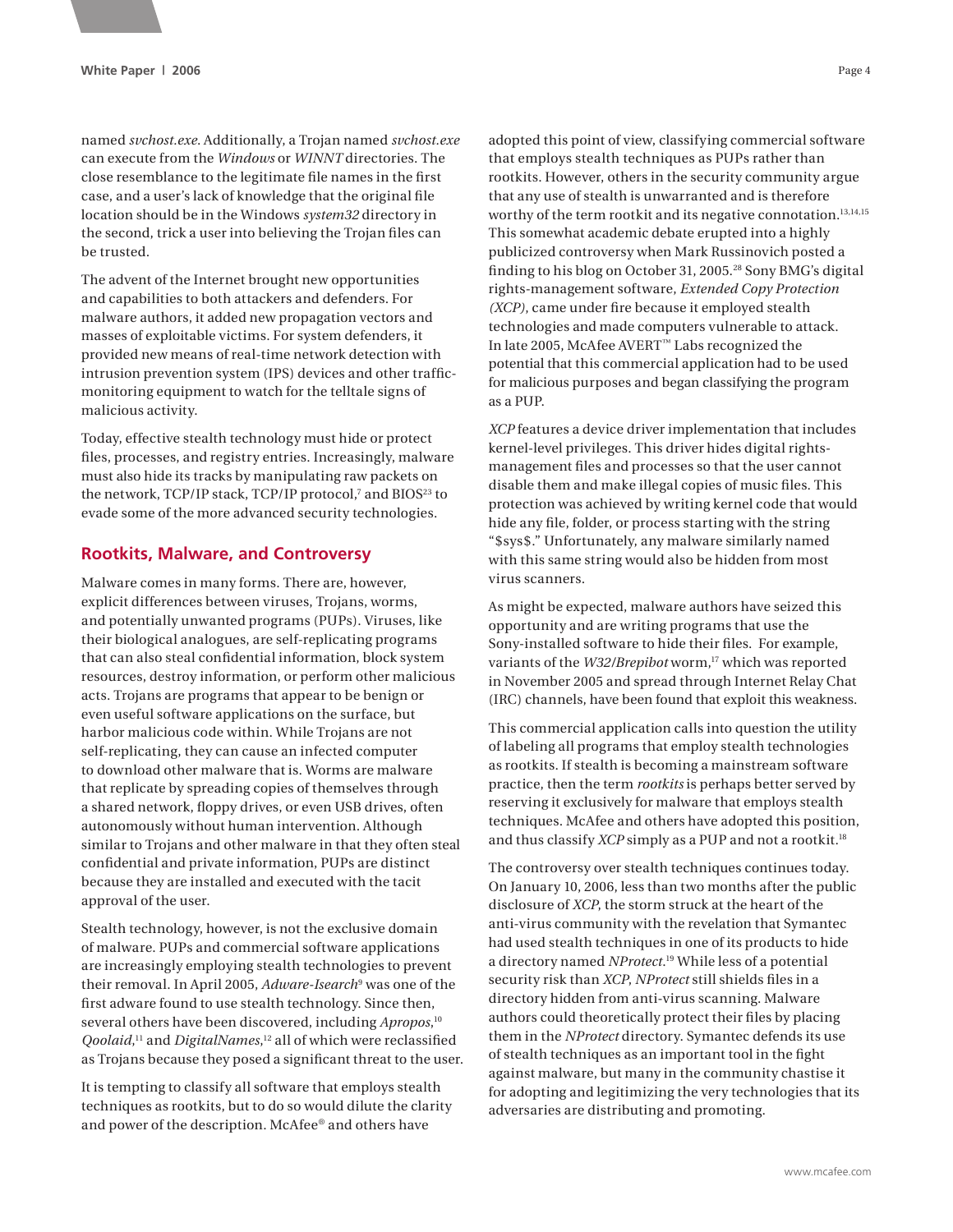named *svchost.exe*. Additionally, a Trojan named *svchost.exe* can execute from the *Windows* or *WINNT* directories. The close resemblance to the legitimate file names in the first case, and a user's lack of knowledge that the original file location should be in the Windows *system32* directory in the second, trick a user into believing the Trojan files can be trusted.

The advent of the Internet brought new opportunities and capabilities to both attackers and defenders. For malware authors, it added new propagation vectors and masses of exploitable victims. For system defenders, it provided new means of real-time network detection with intrusion prevention system (IPS) devices and other traffic-monitoring equipment to watch for the telltale signs of malicious activity.

Today, effective stealth technology must hide or protect files, processes, and registry entries. Increasingly, malware must also hide its tracks by manipulating raw packets on the network, TCP/IP stack, TCP/IP protocol,[7] and BIOS[23] to evade some of the more advanced security technologies.

## Rootkits, Malware, and Controversy

Malware comes in many forms. There are, however, explicit differences between viruses, Trojans, worms, and potentially unwanted programs (PUPs). Viruses, like their biological analogues, are self-replicating programs that can also steal confidential information, block system resources, destroy information, or perform other malicious acts. Trojans are programs that appear to be benign or even useful software applications on the surface, but harbor malicious code within. While Trojans are not self-replicating, they can cause an infected computer to download other malware that is. Worms are malware that replicate by spreading copies of themselves through a shared network, floppy drives, or even USB drives, often autonomously without human intervention. Although similar to Trojans and other malware in that they often steal confidential and private information, PUPs are distinct because they are installed and executed with the tacit approval of the user.

Stealth technology, however, is not the exclusive domain of malware. PUPs and commercial software applications are increasingly employing stealth technologies to prevent their removal. In April 2005, *Adware-Isearch*[9] was one of the first adware found to use stealth technology. Since then, several others have been discovered, including *Apropos*,[10] *Qoolaid*,[11] and *DigitalNames*,[12] all of which were reclassified as Trojans because they posed a significant threat to the user.

It is tempting to classify all software that employs stealth techniques as rootkits, but to do so would dilute the clarity and power of the description. McAfee® and others have adopted this point of view, classifying commercial software that employs stealth techniques as PUPs rather than rootkits. However, others in the security community argue that any use of stealth is unwarranted and is therefore worthy of the term rootkit and its negative connotation.[13,14,15] This somewhat academic debate erupted into a highly publicized controversy when Mark Russinovich posted a finding to his blog on October 31, 2005.[28] Sony BMG's digital rights-management software, *Extended Copy Protection (XCP)*, came under fire because it employed stealth technologies and made computers vulnerable to attack. In late 2005, McAfee AVERT™ Labs recognized the potential that this commercial application had to be used for malicious purposes and began classifying the program as a PUP.

*XCP* features a device driver implementation that includes kernel-level privileges. This driver hides digital rights-management files and processes so that the user cannot disable them and make illegal copies of music files. This protection was achieved by writing kernel code that would hide any file, folder, or process starting with the string "$sys$." Unfortunately, any malware similarly named with this same string would also be hidden from most virus scanners.

As might be expected, malware authors have seized this opportunity and are writing programs that use the Sony-installed software to hide their files. For example, variants of the *W32/Brepibot* worm,[17] which was reported in November 2005 and spread through Internet Relay Chat (IRC) channels, have been found that exploit this weakness.

This commercial application calls into question the utility of labeling all programs that employ stealth technologies as rootkits. If stealth is becoming a mainstream software practice, then the term *rootkits* is perhaps better served by reserving it exclusively for malware that employs stealth techniques. McAfee and others have adopted this position, and thus classify *XCP* simply as a PUP and not a rootkit.[18]

The controversy over stealth techniques continues today. On January 10, 2006, less than two months after the public disclosure of *XCP*, the storm struck at the heart of the anti-virus community with the revelation that Symantec had used stealth techniques in one of its products to hide a directory named *NProtect*.[19] While less of a potential security risk than *XCP*, *NProtect* still shields files in a directory hidden from anti-virus scanning. Malware authors could theoretically protect their files by placing them in the *NProtect* directory. Symantec defends its use of stealth techniques as an important tool in the fight against malware, but many in the community chastise it for adopting and legitimizing the very technologies that its adversaries are distributing and promoting.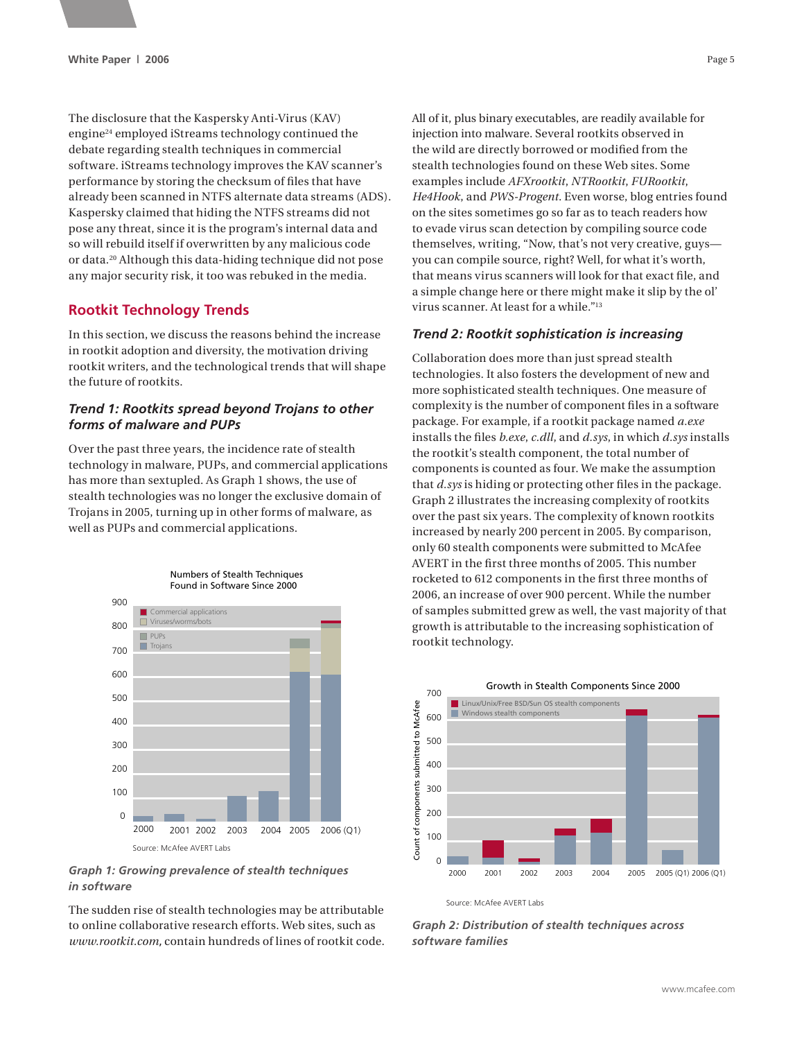The disclosure that the Kaspersky Anti-Virus (KAV) engine[24] employed iStreams technology continued the debate regarding stealth techniques in commercial software. iStreams technology improves the KAV scanner's performance by storing the checksum of files that have already been scanned in NTFS alternate data streams (ADS). Kaspersky claimed that hiding the NTFS streams did not pose any threat, since it is the program's internal data and so will rebuild itself if overwritten by any malicious code or data.[20] Although this data-hiding technique did not pose any major security risk, it too was rebuked in the media.

## Rootkit Technology Trends

In this section, we discuss the reasons behind the increase in rootkit adoption and diversity, the motivation driving rootkit writers, and the technological trends that will shape the future of rootkits.

### *Trend 1: Rootkits spread beyond Trojans to other forms of malware and PUPs*

Over the past three years, the incidence rate of stealth technology in malware, PUPs, and commercial applications has more than sextupled. As Graph 1 shows, the use of stealth technologies was no longer the exclusive domain of Trojans in 2005, turning up in other forms of malware, as well as PUPs and commercial applications.

Numbers of Stealth Techniques Found in Software Since 2000

Source: McAfee AVERT Labs

*Graph 1: Growing prevalence of stealth techniques in software*

The sudden rise of stealth technologies may be attributable to online collaborative research efforts. Web sites, such as *www.rootkit.com*, contain hundreds of lines of rootkit code. All of it, plus binary executables, are readily available for injection into malware. Several rootkits observed in the wild are directly borrowed or modified from the stealth technologies found on these Web sites. Some examples include *AFXrootkit*, *NTRootkit*, *FURootkit*, *He4Hook*, and *PWS-Progent*. Even worse, blog entries found on the sites sometimes go so far as to teach readers how to evade virus scan detection by compiling source code themselves, writing, "Now, that's not very creative, guys—you can compile source, right? Well, for what it's worth, that means virus scanners will look for that exact file, and a simple change here or there might make it slip by the ol' virus scanner. At least for a while."[13]

### *Trend 2: Rootkit sophistication is increasing*

Collaboration does more than just spread stealth technologies. It also fosters the development of new and more sophisticated stealth techniques. One measure of complexity is the number of component files in a software package. For example, if a rootkit package named *a.exe* installs the files *b.exe*, *c.dll*, and *d.sys*, in which *d.sys* installs the rootkit's stealth component, the total number of components is counted as four. We make the assumption that *d.sys* is hiding or protecting other files in the package. Graph 2 illustrates the increasing complexity of rootkits over the past six years. The complexity of known rootkits increased by nearly 200 percent in 2005. By comparison, only 60 stealth components were submitted to McAfee AVERT in the first three months of 2005. This number rocketed to 612 components in the first three months of 2006, an increase of over 900 percent. While the number of samples submitted grew as well, the vast majority of that growth is attributable to the increasing sophistication of rootkit technology.

Growth in Stealth Components Since 2000

Source: McAfee AVERT Labs

*Graph 2: Distribution of stealth techniques across software families*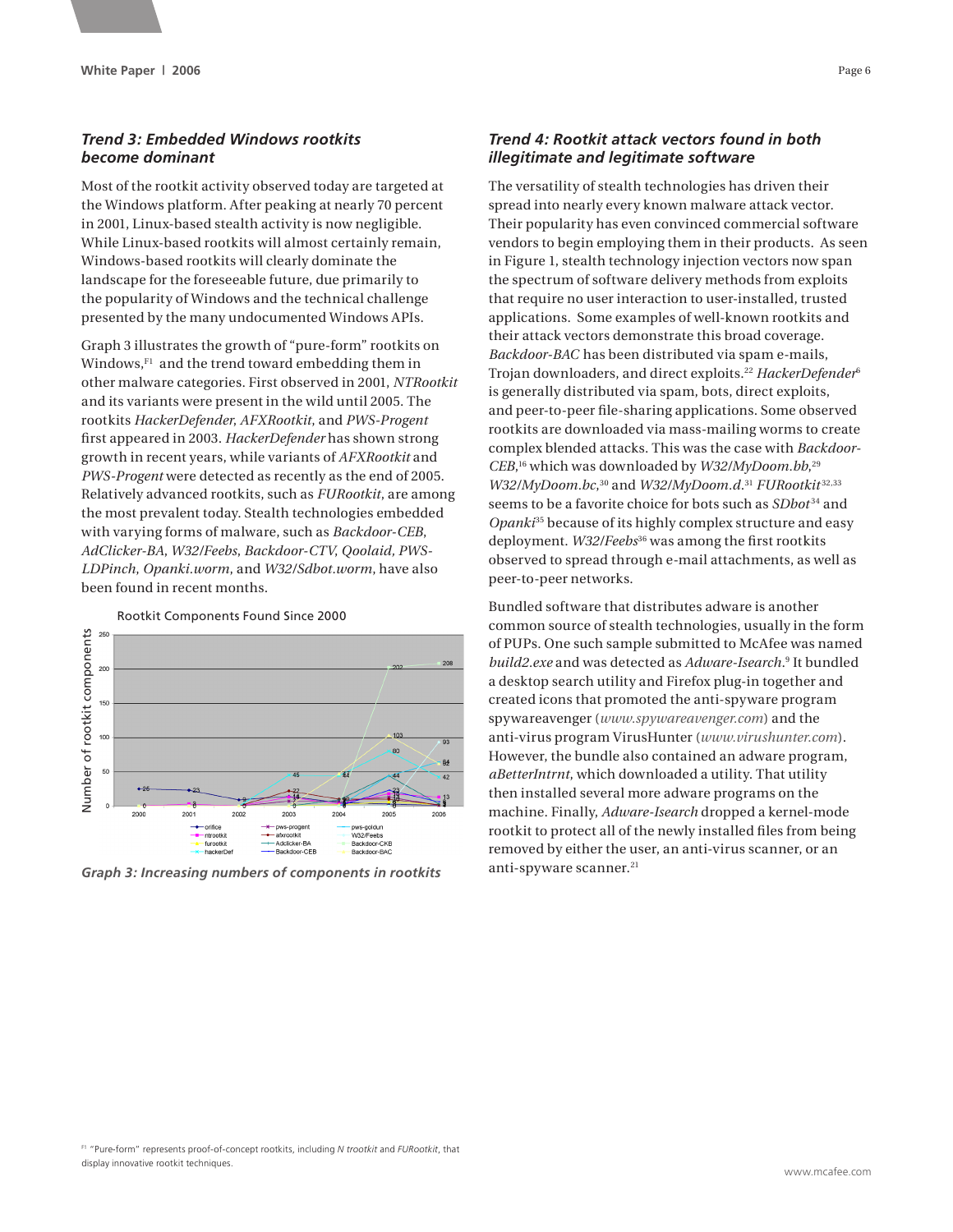### *Trend 3: Embedded Windows rootkits become dominant*

Most of the rootkit activity observed today are targeted at the Windows platform. After peaking at nearly 70 percent in 2001, Linux-based stealth activity is now negligible. While Linux-based rootkits will almost certainly remain, Windows-based rootkits will clearly dominate the landscape for the foreseeable future, due primarily to the popularity of Windows and the technical challenge presented by the many undocumented Windows APIs.

Graph 3 illustrates the growth of "pure-form" rootkits on Windows,[F1] and the trend toward embedding them in other malware categories. First observed in 2001, *NTRootkit* and its variants were present in the wild until 2005. The rootkits *HackerDefender*, *AFXRootkit*, and *PWS-Progent* first appeared in 2003. *HackerDefender* has shown strong growth in recent years, while variants of *AFXRootkit* and *PWS-Progent* were detected as recently as the end of 2005. Relatively advanced rootkits, such as *FURootkit*, are among the most prevalent today. Stealth technologies embedded with varying forms of malware, such as *Backdoor-CEB*, *AdClicker-BA*, *W32/Feebs*, *Backdoor-CTV*, *Qoolaid, PWS-LDPinch*, *Opanki.worm*, and *W32/Sdbot.worm*, have also been found in recent months.

*Graph 3: Increasing numbers of components in rootkits*

### *Trend 4: Rootkit attack vectors found in both illegitimate and legitimate software*

The versatility of stealth technologies has driven their spread into nearly every known malware attack vector. Their popularity has even convinced commercial software vendors to begin employing them in their products. As seen in Figure 1, stealth technology injection vectors now span the spectrum of software delivery methods from exploits that require no user interaction to user-installed, trusted applications. Some examples of well-known rootkits and their attack vectors demonstrate this broad coverage. *Backdoor-BAC* has been distributed via spam e-mails, Trojan downloaders, and direct exploits.[22] *HackerDefender*[6] is generally distributed via spam, bots, direct exploits, and peer-to-peer file-sharing applications. Some observed rootkits are downloaded via mass-mailing worms to create complex blended attacks. This was the case with *Backdoor-CEB*,[16] which was downloaded by *W32/MyDoom.bb*,[29] *W32/MyDoom.bc*,[30] and *W32/MyDoom.d*.[31] *FURootkit*[32,33] seems to be a favorite choice for bots such as *SDbot*[34] and *Opanki*[35] because of its highly complex structure and easy deployment. *W32/Feebs*[36] was among the first rootkits observed to spread through e-mail attachments, as well as peer-to-peer networks.

Bundled software that distributes adware is another common source of stealth technologies, usually in the form of PUPs. One such sample submitted to McAfee was named *build2.exe* and was detected as *Adware-Isearch*.[9] It bundled a desktop search utility and Firefox plug-in together and created icons that promoted the anti-spyware program spywareavenger (*www.spywareavenger.com*) and the anti-virus program VirusHunter (*www.virushunter.com*). However, the bundle also contained an adware program, *aBetterIntrnt*, which downloaded a utility. That utility then installed several more adware programs on the machine. Finally, *Adware-Isearch* dropped a kernel-mode rootkit to protect all of the newly installed files from being removed by either the user, an anti-virus scanner, or an anti-spyware scanner.[21]

[F1] "Pure-form" represents proof-of-concept rootkits, including *N trootkit* and *FURootkit*, that display innovative rootkit techniques.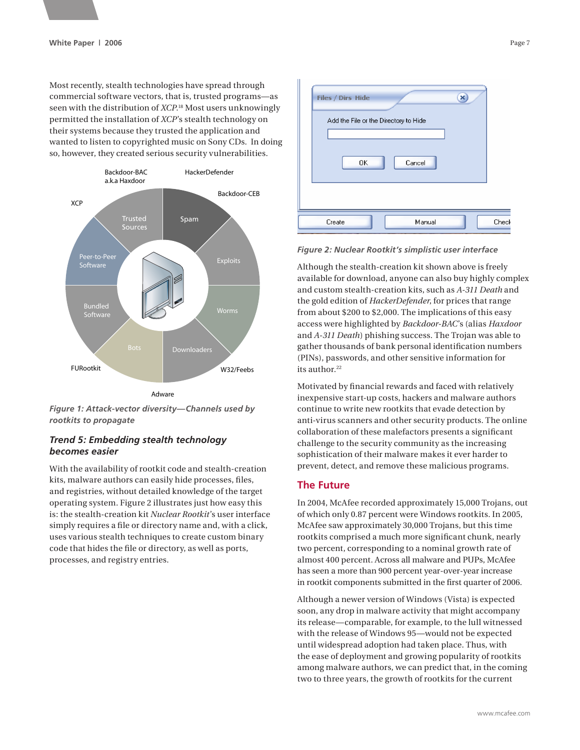Most recently, stealth technologies have spread through commercial software vectors, that is, trusted programs—as seen with the distribution of *XCP*.[18] Most users unknowingly permitted the installation of *XCP*'s stealth technology on their systems because they trusted the application and wanted to listen to copyrighted music on Sony CDs. In doing so, however, they created serious security vulnerabilities.

*Figure 1: Attack-vector diversity—Channels used by rootkits to propagate*

### *Trend 5: Embedding stealth technology becomes easier*

With the availability of rootkit code and stealth-creation kits, malware authors can easily hide processes, files, and registries, without detailed knowledge of the target operating system. Figure 2 illustrates just how easy this is: the stealth-creation kit *Nuclear Rootkit*'s user interface simply requires a file or directory name and, with a click, uses various stealth techniques to create custom binary code that hides the file or directory, as well as ports, processes, and registry entries.

*Figure 2: Nuclear Rootkit's simplistic user interface*

Although the stealth-creation kit shown above is freely available for download, anyone can also buy highly complex and custom stealth-creation kits, such as *A-311 Death* and the gold edition of *HackerDefender*, for prices that range from about $200 to $2,000. The implications of this easy access were highlighted by *Backdoor-BAC*'s (alias *Haxdoor* and *A-311 Death*) phishing success. The Trojan was able to gather thousands of bank personal identification numbers (PINs), passwords, and other sensitive information for its author.[22]

Motivated by financial rewards and faced with relatively inexpensive start-up costs, hackers and malware authors continue to write new rootkits that evade detection by anti-virus scanners and other security products. The online collaboration of these malefactors presents a significant challenge to the security community as the increasing sophistication of their malware makes it ever harder to prevent, detect, and remove these malicious programs.

## The Future

In 2004, McAfee recorded approximately 15,000 Trojans, out of which only 0.87 percent were Windows rootkits. In 2005, McAfee saw approximately 30,000 Trojans, but this time rootkits comprised a much more significant chunk, nearly two percent, corresponding to a nominal growth rate of almost 400 percent. Across all malware and PUPs, McAfee has seen a more than 900 percent year-over-year increase in rootkit components submitted in the first quarter of 2006.

Although a newer version of Windows (Vista) is expected soon, any drop in malware activity that might accompany its release—comparable, for example, to the lull witnessed with the release of Windows 95—would not be expected until widespread adoption had taken place. Thus, with the ease of deployment and growing popularity of rootkits among malware authors, we can predict that, in the coming two to three years, the growth of rootkits for the current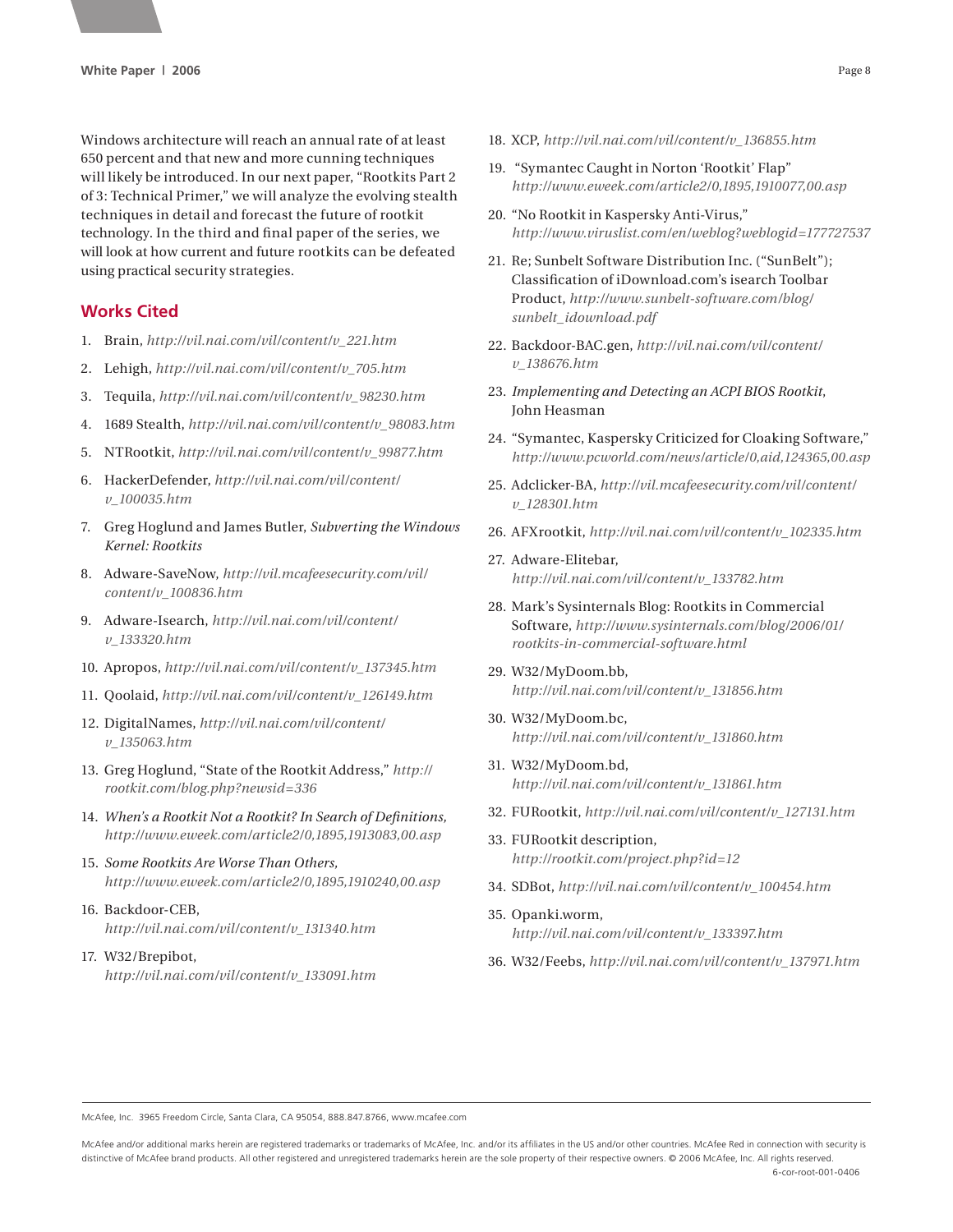Windows architecture will reach an annual rate of at least 650 percent and that new and more cunning techniques will likely be introduced. In our next paper, "Rootkits Part 2 of 3: Technical Primer," we will analyze the evolving stealth techniques in detail and forecast the future of rootkit technology. In the third and final paper of the series, we will look at how current and future rootkits can be defeated using practical security strategies.

## Works Cited

1. Brain, *http://vil.nai.com/vil/content/v_221.htm*
2. Lehigh, *http://vil.nai.com/vil/content/v_705.htm*
3. Tequila, *http://vil.nai.com/vil/content/v_98230.htm*
4. 1689 Stealth, *http://vil.nai.com/vil/content/v_98083.htm*
5. NTRootkit, *http://vil.nai.com/vil/content/v_99877.htm*
6. HackerDefender, *http://vil.nai.com/vil/content/v_100035.htm*
7. Greg Hoglund and James Butler, *Subverting the Windows Kernel: Rootkits*
8. Adware-SaveNow, *http://vil.mcafeesecurity.com/vil/content/v_100836.htm*
9. Adware-Isearch, *http://vil.nai.com/vil/content/v_133320.htm*
10. Apropos, *http://vil.nai.com/vil/content/v_137345.htm*
11. Qoolaid, *http://vil.nai.com/vil/content/v_126149.htm*
12. DigitalNames, *http://vil.nai.com/vil/content/v_135063.htm*
13. Greg Hoglund, "State of the Rootkit Address," *http://rootkit.com/blog.php?newsid=336*
14. *When's a Rootkit Not a Rootkit? In Search of Definitions, http://www.eweek.com/article2/0,1895,1913083,00.asp*
15. *Some Rootkits Are Worse Than Others, http://www.eweek.com/article2/0,1895,1910240,00.asp*
16. Backdoor-CEB, *http://vil.nai.com/vil/content/v_131340.htm*
17. W32/Brepibot, *http://vil.nai.com/vil/content/v_133091.htm*
18. XCP, *http://vil.nai.com/vil/content/v_136855.htm*
19. "Symantec Caught in Norton 'Rootkit' Flap" *http://www.eweek.com/article2/0,1895,1910077,00.asp*
20. "No Rootkit in Kaspersky Anti-Virus," *http://www.viruslist.com/en/weblog?weblogid=177727537*
21. Re; Sunbelt Software Distribution Inc. ("SunBelt"); Classification of iDownload.com's isearch Toolbar Product, *http://www.sunbelt-software.com/blog/sunbelt_idownload.pdf*
22. Backdoor-BAC.gen, *http://vil.nai.com/vil/content/v_138676.htm*
23. *Implementing and Detecting an ACPI BIOS Rootkit*, John Heasman
24. "Symantec, Kaspersky Criticized for Cloaking Software," *http://www.pcworld.com/news/article/0,aid,124365,00.asp*
25. Adclicker-BA, *http://vil.mcafeesecurity.com/vil/content/v_128301.htm*
26. AFXrootkit, *http://vil.nai.com/vil/content/v_102335.htm*
27. Adware-Elitebar, *http://vil.nai.com/vil/content/v_133782.htm*
28. Mark's Sysinternals Blog: Rootkits in Commercial Software, *http://www.sysinternals.com/blog/2006/01/rootkits-in-commercial-software.html*
29. W32/MyDoom.bb, *http://vil.nai.com/vil/content/v_131856.htm*
30. W32/MyDoom.bc, *http://vil.nai.com/vil/content/v_131860.htm*
31. W32/MyDoom.bd, *http://vil.nai.com/vil/content/v_131861.htm*
32. FURootkit, *http://vil.nai.com/vil/content/v_127131.htm*
33. FURootkit description, *http://rootkit.com/project.php?id=12*
34. SDBot, *http://vil.nai.com/vil/content/v_100454.htm*
35. Opanki.worm, *http://vil.nai.com/vil/content/v_133397.htm*
36. W32/Feebs, *http://vil.nai.com/vil/content/v_137971.htm*

McAfee, Inc. 3965 Freedom Circle, Santa Clara, CA 95054, 888.847.8766, www.mcafee.com

McAfee and/or additional marks herein are registered trademarks or trademarks of McAfee, Inc. and/or its affiliates in the US and/or other countries. McAfee Red in connection with security is distinctive of McAfee brand products. All other registered and unregistered trademarks herein are the sole property of their respective owners. © 2006 McAfee, Inc. All rights reserved.
6-cor-root-001-0406